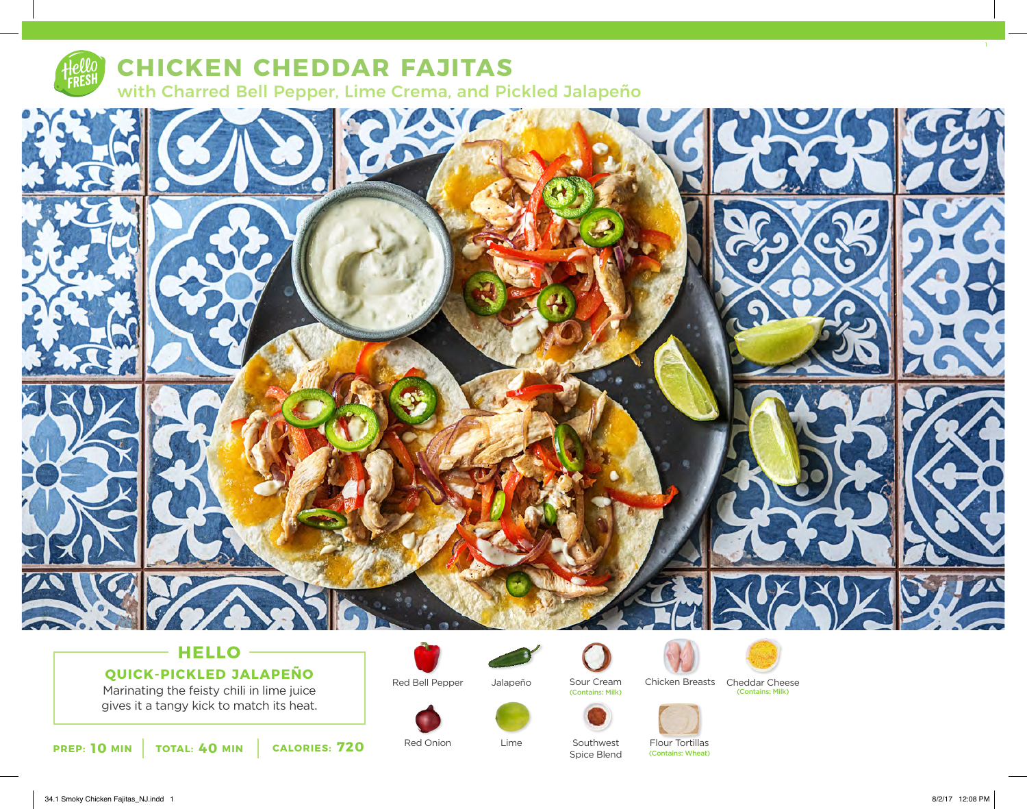# CHICKEN CHEDDAR FAJITAS

## with Charred Bell Pepper, Lime Crema, and Pickled Jalapeño

### HELLO

**QUICK-PICKLED JALAPEÑO**

Marinating the feisty chili in lime juice gives it a tangy kick to match its heat.

**PREP:** 10 MIN | **TOTAL:** 40 MIN | **CALORIES:** 720

- Red Bell Pepper
- Jalapeño
- Sour Cream (Contains: Milk)
- Chicken Breasts
- Cheddar Cheese (Contains: Milk)
- Red Onion
- Lime
- Southwest Spice Blend
- Flour Tortillas (Contains: Wheat)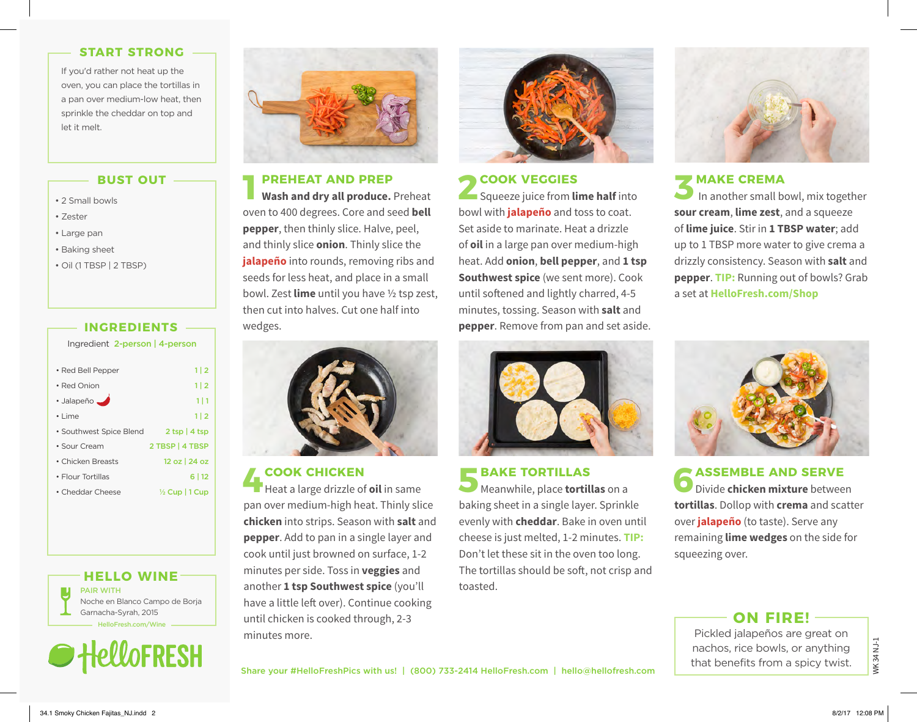## START STRONG

If you'd rather not heat up the oven, you can place the tortillas in a pan over medium-low heat, then sprinkle the cheddar on top and let it melt.

## BUST OUT

- 2 Small bowls
- Zester
- Large pan
- Baking sheet
- Oil (1 TBSP | 2 TBSP)

## INGREDIENTS

| Ingredient | 2-person \| 4-person |
|---|---|
| Red Bell Pepper | 1 \| 2 |
| Red Onion | 1 \| 2 |
| Jalapeño | 1 \| 1 |
| Lime | 1 \| 2 |
| Southwest Spice Blend | 2 tsp \| 4 tsp |
| Sour Cream | 2 TBSP \| 4 TBSP |
| Chicken Breasts | 12 oz \| 24 oz |
| Flour Tortillas | 6 \| 12 |
| Cheddar Cheese | ½ Cup \| 1 Cup |

## HELLO WINE

PAIR WITH
Noche en Blanco Campo de Borja Garnacha-Syrah, 2015

HelloFresh.com/Wine

HelloFRESH

### 1 PREHEAT AND PREP

**Wash and dry all produce.** Preheat oven to 400 degrees. Core and seed **bell pepper**, then thinly slice. Halve, peel, and thinly slice **onion**. Thinly slice the **jalapeño** into rounds, removing ribs and seeds for less heat, and place in a small bowl. Zest **lime** until you have ½ tsp zest, then cut into halves. Cut one half into wedges.

### 2 COOK VEGGIES

Squeeze juice from **lime half** into bowl with **jalapeño** and toss to coat. Set aside to marinate. Heat a drizzle of **oil** in a large pan over medium-high heat. Add **onion**, **bell pepper**, and **1 tsp Southwest spice** (we sent more). Cook until softened and lightly charred, 4-5 minutes, tossing. Season with **salt** and **pepper**. Remove from pan and set aside.

### 3 MAKE CREMA

In another small bowl, mix together **sour cream**, **lime zest**, and a squeeze of **lime juice**. Stir in **1 TBSP water**; add up to 1 TBSP more water to give crema a drizzly consistency. Season with **salt** and **pepper**. **TIP:** Running out of bowls? Grab a set at **HelloFresh.com/Shop**

### 4 COOK CHICKEN

Heat a large drizzle of **oil** in same pan over medium-high heat. Thinly slice **chicken** into strips. Season with **salt** and **pepper**. Add to pan in a single layer and cook until just browned on surface, 1-2 minutes per side. Toss in **veggies** and another **1 tsp Southwest spice** (you'll have a little left over). Continue cooking until chicken is cooked through, 2-3 minutes more.

### 5 BAKE TORTILLAS

Meanwhile, place **tortillas** on a baking sheet in a single layer. Sprinkle evenly with **cheddar**. Bake in oven until cheese is just melted, 1-2 minutes. **TIP:** Don't let these sit in the oven too long. The tortillas should be soft, not crisp and toasted.

### 6 ASSEMBLE AND SERVE

Divide **chicken mixture** between **tortillas**. Dollop with **crema** and scatter over **jalapeño** (to taste). Serve any remaining **lime wedges** on the side for squeezing over.

## ON FIRE!

Pickled jalapeños are great on nachos, rice bowls, or anything that benefits from a spicy twist.

Share your #HelloFreshPics with us! | (800) 733-2414 HelloFresh.com | hello@hellofresh.com

WK 34 NJ-1